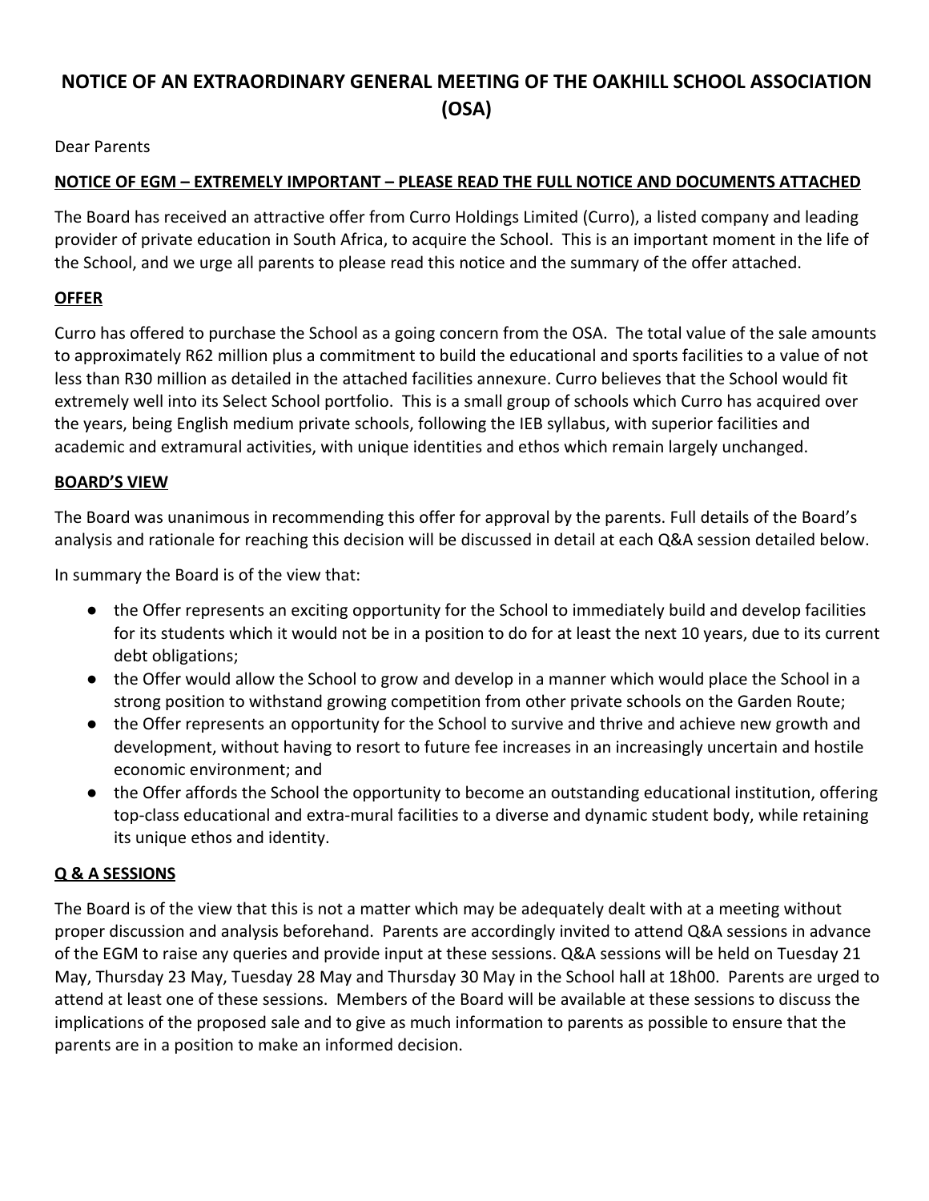# NOTICE OF AN EXTRAORDINARY GENERAL MEETING OF THE OAKHILL SCHOOL ASSOCIATION (OSA)

Dear Parents

**NOTICE OF EGM – EXTREMELY IMPORTANT – PLEASE READ THE FULL NOTICE AND DOCUMENTS ATTACHED**

The Board has received an attractive offer from Curro Holdings Limited (Curro), a listed company and leading provider of private education in South Africa, to acquire the School. This is an important moment in the life of the School, and we urge all parents to please read this notice and the summary of the offer attached.

## OFFER

Curro has offered to purchase the School as a going concern from the OSA. The total value of the sale amounts to approximately R62 million plus a commitment to build the educational and sports facilities to a value of not less than R30 million as detailed in the attached facilities annexure. Curro believes that the School would fit extremely well into its Select School portfolio. This is a small group of schools which Curro has acquired over the years, being English medium private schools, following the IEB syllabus, with superior facilities and academic and extramural activities, with unique identities and ethos which remain largely unchanged.

## BOARD'S VIEW

The Board was unanimous in recommending this offer for approval by the parents. Full details of the Board's analysis and rationale for reaching this decision will be discussed in detail at each Q&A session detailed below.

In summary the Board is of the view that:

- the Offer represents an exciting opportunity for the School to immediately build and develop facilities for its students which it would not be in a position to do for at least the next 10 years, due to its current debt obligations;
- the Offer would allow the School to grow and develop in a manner which would place the School in a strong position to withstand growing competition from other private schools on the Garden Route;
- the Offer represents an opportunity for the School to survive and thrive and achieve new growth and development, without having to resort to future fee increases in an increasingly uncertain and hostile economic environment; and
- the Offer affords the School the opportunity to become an outstanding educational institution, offering top-class educational and extra-mural facilities to a diverse and dynamic student body, while retaining its unique ethos and identity.

## Q & A SESSIONS

The Board is of the view that this is not a matter which may be adequately dealt with at a meeting without proper discussion and analysis beforehand. Parents are accordingly invited to attend Q&A sessions in advance of the EGM to raise any queries and provide input at these sessions. Q&A sessions will be held on Tuesday 21 May, Thursday 23 May, Tuesday 28 May and Thursday 30 May in the School hall at 18h00. Parents are urged to attend at least one of these sessions. Members of the Board will be available at these sessions to discuss the implications of the proposed sale and to give as much information to parents as possible to ensure that the parents are in a position to make an informed decision.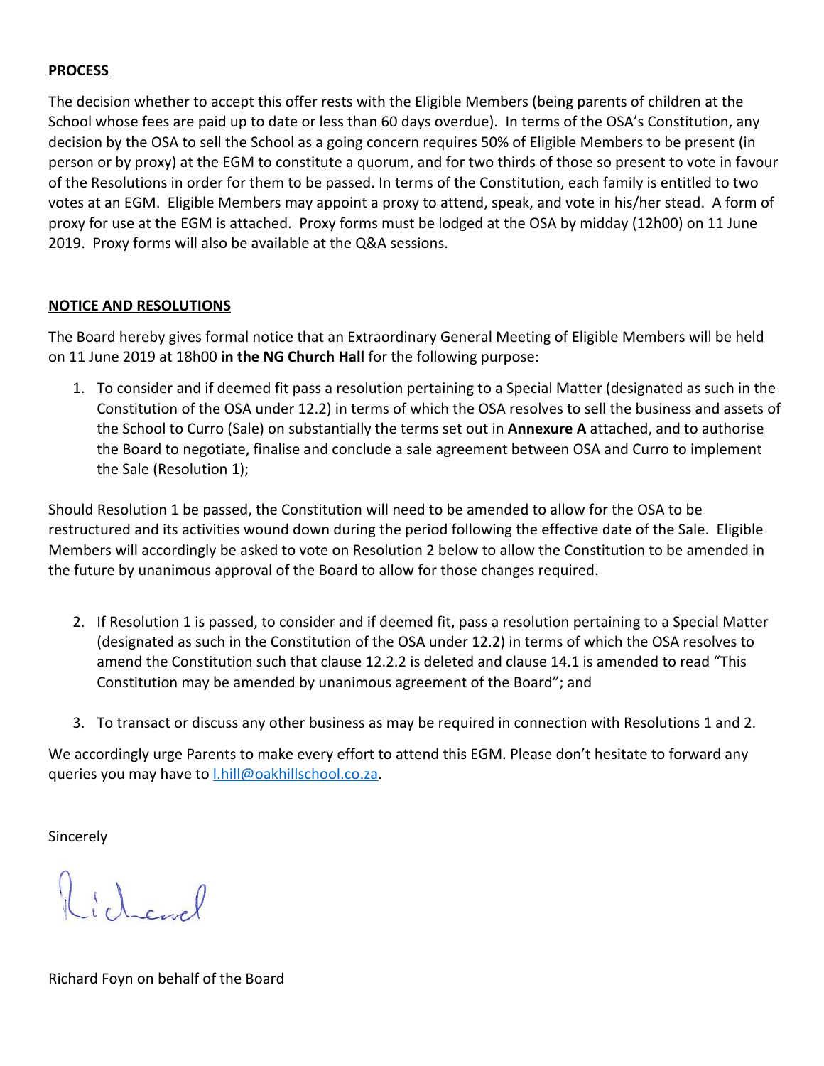**PROCESS**

The decision whether to accept this offer rests with the Eligible Members (being parents of children at the School whose fees are paid up to date or less than 60 days overdue). In terms of the OSA's Constitution, any decision by the OSA to sell the School as a going concern requires 50% of Eligible Members to be present (in person or by proxy) at the EGM to constitute a quorum, and for two thirds of those so present to vote in favour of the Resolutions in order for them to be passed. In terms of the Constitution, each family is entitled to two votes at an EGM. Eligible Members may appoint a proxy to attend, speak, and vote in his/her stead. A form of proxy for use at the EGM is attached. Proxy forms must be lodged at the OSA by midday (12h00) on 11 June 2019. Proxy forms will also be available at the Q&A sessions.

**NOTICE AND RESOLUTIONS**

The Board hereby gives formal notice that an Extraordinary General Meeting of Eligible Members will be held on 11 June 2019 at 18h00 **in the NG Church Hall** for the following purpose:

1. To consider and if deemed fit pass a resolution pertaining to a Special Matter (designated as such in the Constitution of the OSA under 12.2) in terms of which the OSA resolves to sell the business and assets of the School to Curro (Sale) on substantially the terms set out in **Annexure A** attached, and to authorise the Board to negotiate, finalise and conclude a sale agreement between OSA and Curro to implement the Sale (Resolution 1);

Should Resolution 1 be passed, the Constitution will need to be amended to allow for the OSA to be restructured and its activities wound down during the period following the effective date of the Sale. Eligible Members will accordingly be asked to vote on Resolution 2 below to allow the Constitution to be amended in the future by unanimous approval of the Board to allow for those changes required.

2. If Resolution 1 is passed, to consider and if deemed fit, pass a resolution pertaining to a Special Matter (designated as such in the Constitution of the OSA under 12.2) in terms of which the OSA resolves to amend the Constitution such that clause 12.2.2 is deleted and clause 14.1 is amended to read "This Constitution may be amended by unanimous agreement of the Board"; and

3. To transact or discuss any other business as may be required in connection with Resolutions 1 and 2.

We accordingly urge Parents to make every effort to attend this EGM. Please don't hesitate to forward any queries you may have to l.hill@oakhillschool.co.za.

Sincerely

Richard

Richard Foyn on behalf of the Board